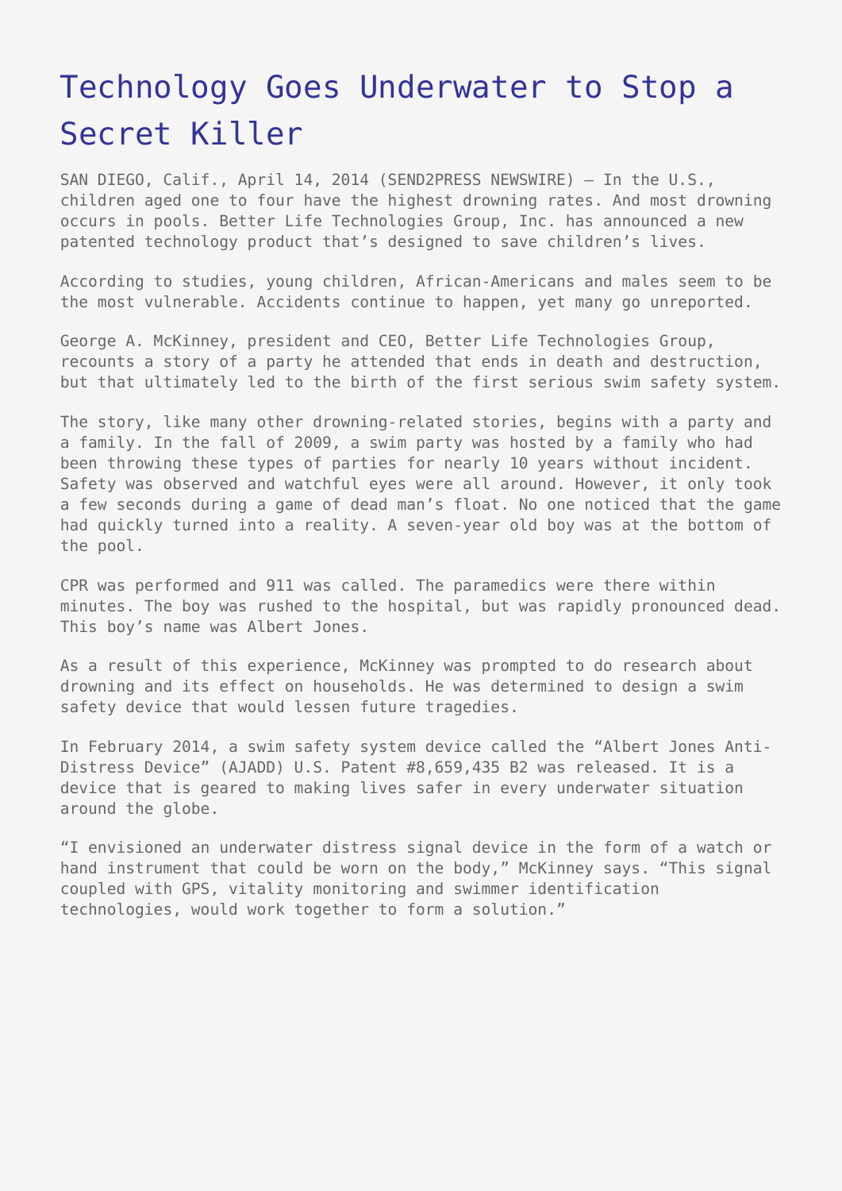# Technology Goes Underwater to Stop a Secret Killer

SAN DIEGO, Calif., April 14, 2014 (SEND2PRESS NEWSWIRE) — In the U.S., children aged one to four have the highest drowning rates. And most drowning occurs in pools. Better Life Technologies Group, Inc. has announced a new patented technology product that's designed to save children's lives.

According to studies, young children, African-Americans and males seem to be the most vulnerable. Accidents continue to happen, yet many go unreported.

George A. McKinney, president and CEO, Better Life Technologies Group, recounts a story of a party he attended that ends in death and destruction, but that ultimately led to the birth of the first serious swim safety system.

The story, like many other drowning-related stories, begins with a party and a family. In the fall of 2009, a swim party was hosted by a family who had been throwing these types of parties for nearly 10 years without incident. Safety was observed and watchful eyes were all around. However, it only took a few seconds during a game of dead man's float. No one noticed that the game had quickly turned into a reality. A seven-year old boy was at the bottom of the pool.

CPR was performed and 911 was called. The paramedics were there within minutes. The boy was rushed to the hospital, but was rapidly pronounced dead. This boy's name was Albert Jones.

As a result of this experience, McKinney was prompted to do research about drowning and its effect on households. He was determined to design a swim safety device that would lessen future tragedies.

In February 2014, a swim safety system device called the "Albert Jones Anti-Distress Device" (AJADD) U.S. Patent #8,659,435 B2 was released. It is a device that is geared to making lives safer in every underwater situation around the globe.

"I envisioned an underwater distress signal device in the form of a watch or hand instrument that could be worn on the body," McKinney says. "This signal coupled with GPS, vitality monitoring and swimmer identification technologies, would work together to form a solution."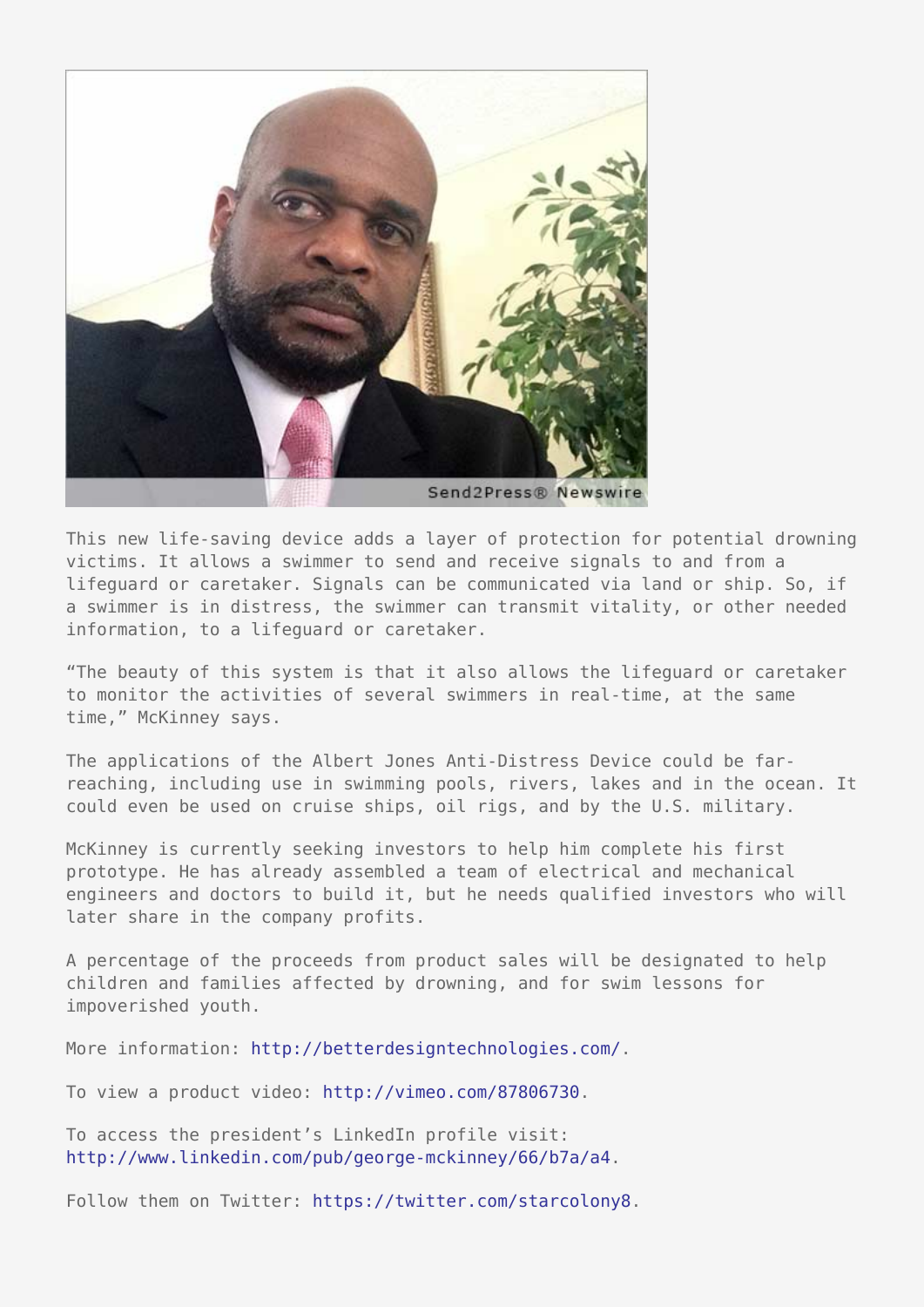This new life-saving device adds a layer of protection for potential drowning victims. It allows a swimmer to send and receive signals to and from a lifeguard or caretaker. Signals can be communicated via land or ship. So, if a swimmer is in distress, the swimmer can transmit vitality, or other needed information, to a lifeguard or caretaker.

“The beauty of this system is that it also allows the lifeguard or caretaker to monitor the activities of several swimmers in real-time, at the same time,” McKinney says.

The applications of the Albert Jones Anti-Distress Device could be far-reaching, including use in swimming pools, rivers, lakes and in the ocean. It could even be used on cruise ships, oil rigs, and by the U.S. military.

McKinney is currently seeking investors to help him complete his first prototype. He has already assembled a team of electrical and mechanical engineers and doctors to build it, but he needs qualified investors who will later share in the company profits.

A percentage of the proceeds from product sales will be designated to help children and families affected by drowning, and for swim lessons for impoverished youth.

More information: http://betterdesigntechnologies.com/.

To view a product video: http://vimeo.com/87806730.

To access the president’s LinkedIn profile visit: http://www.linkedin.com/pub/george-mckinney/66/b7a/a4.

Follow them on Twitter: https://twitter.com/starcolony8.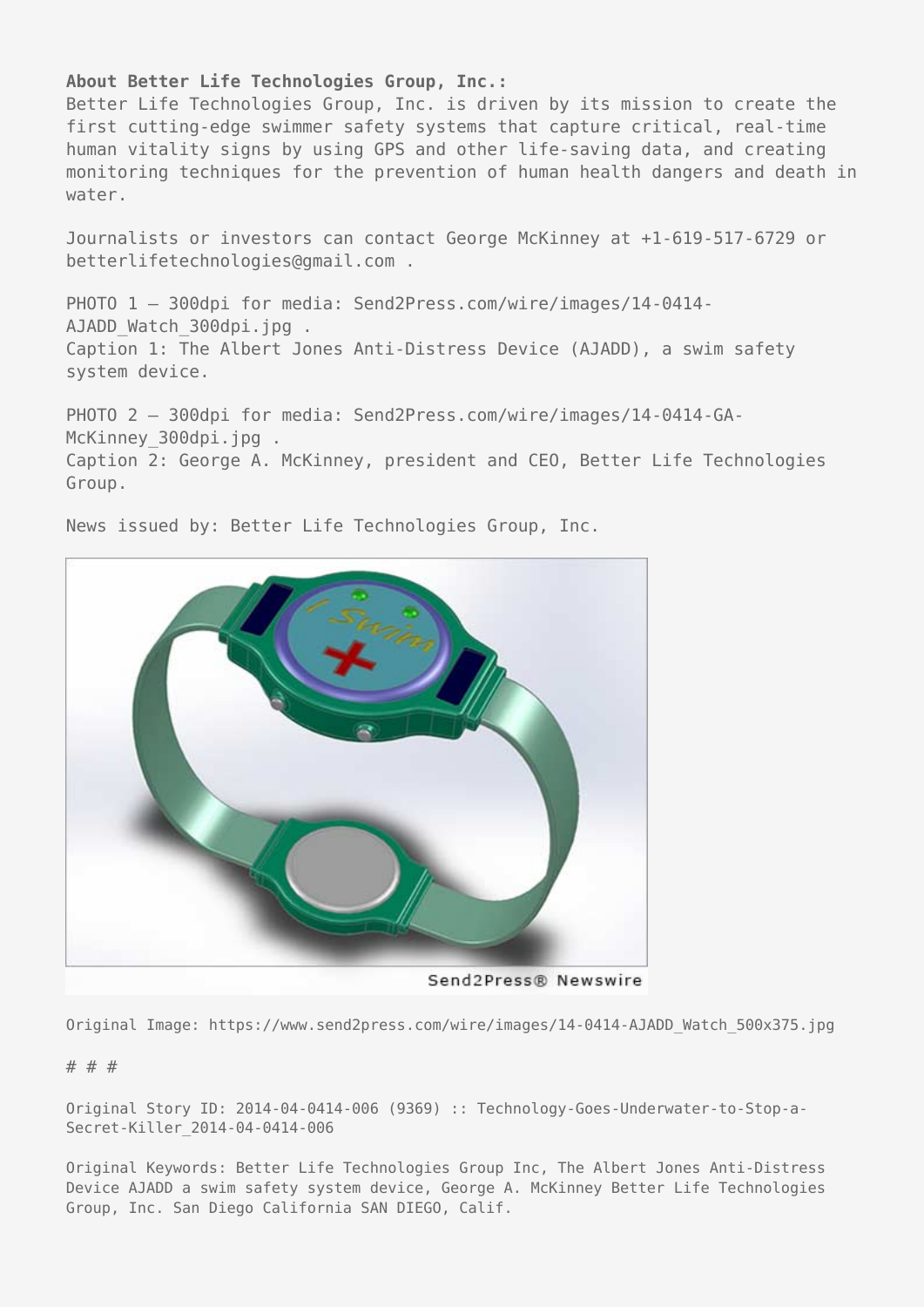**About Better Life Technologies Group, Inc.:**
Better Life Technologies Group, Inc. is driven by its mission to create the first cutting-edge swimmer safety systems that capture critical, real-time human vitality signs by using GPS and other life-saving data, and creating monitoring techniques for the prevention of human health dangers and death in water.

Journalists or investors can contact George McKinney at +1-619-517-6729 or betterlifetechnologies@gmail.com .

PHOTO 1 – 300dpi for media: Send2Press.com/wire/images/14-0414-AJADD_Watch_300dpi.jpg .
Caption 1: The Albert Jones Anti-Distress Device (AJADD), a swim safety system device.

PHOTO 2 – 300dpi for media: Send2Press.com/wire/images/14-0414-GA-McKinney_300dpi.jpg .
Caption 2: George A. McKinney, president and CEO, Better Life Technologies Group.

News issued by: Better Life Technologies Group, Inc.

Send2Press® Newswire

Original Image: https://www.send2press.com/wire/images/14-0414-AJADD_Watch_500x375.jpg

# # #

Original Story ID: 2014-04-0414-006 (9369) :: Technology-Goes-Underwater-to-Stop-a-Secret-Killer_2014-04-0414-006

Original Keywords: Better Life Technologies Group Inc, The Albert Jones Anti-Distress Device AJADD a swim safety system device, George A. McKinney Better Life Technologies Group, Inc. San Diego California SAN DIEGO, Calif.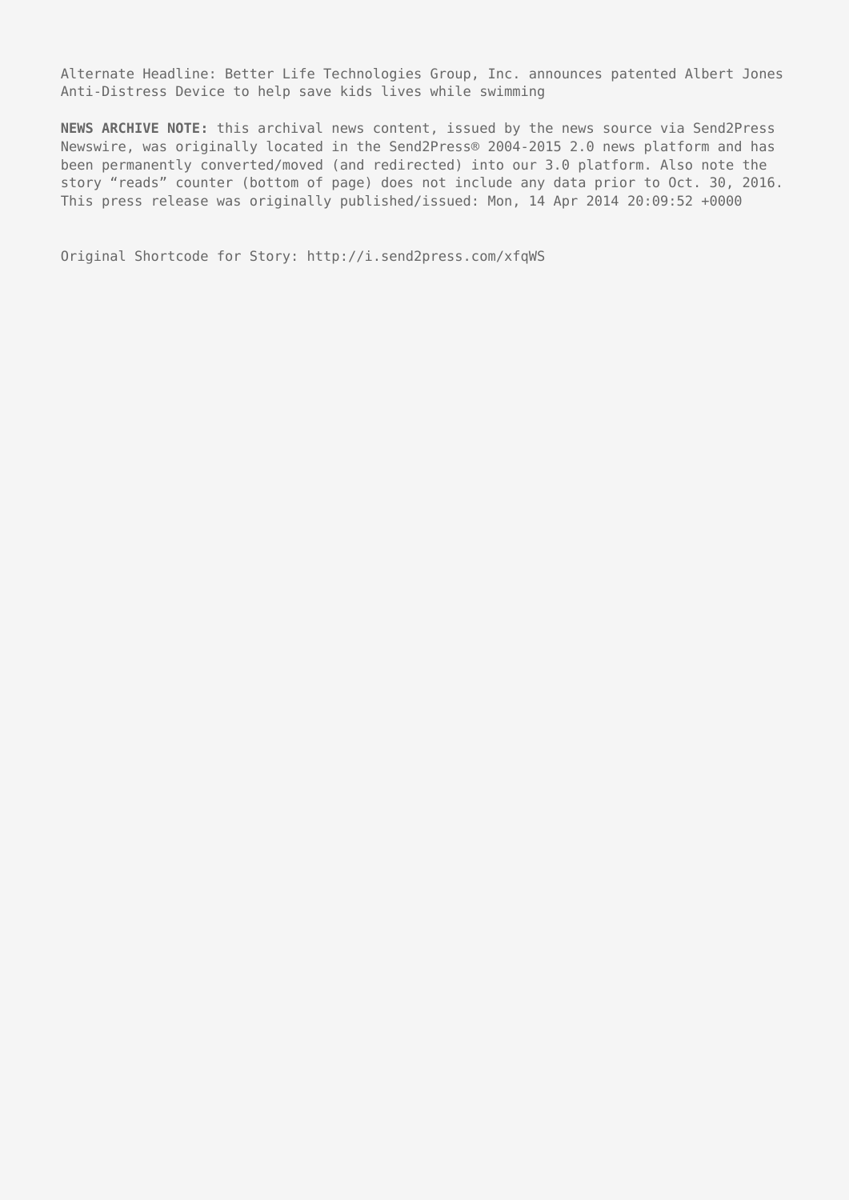Alternate Headline: Better Life Technologies Group, Inc. announces patented Albert Jones Anti-Distress Device to help save kids lives while swimming

**NEWS ARCHIVE NOTE:** this archival news content, issued by the news source via Send2Press Newswire, was originally located in the Send2Press® 2004-2015 2.0 news platform and has been permanently converted/moved (and redirected) into our 3.0 platform. Also note the story "reads" counter (bottom of page) does not include any data prior to Oct. 30, 2016. This press release was originally published/issued: Mon, 14 Apr 2014 20:09:52 +0000

Original Shortcode for Story: http://i.send2press.com/xfqWS